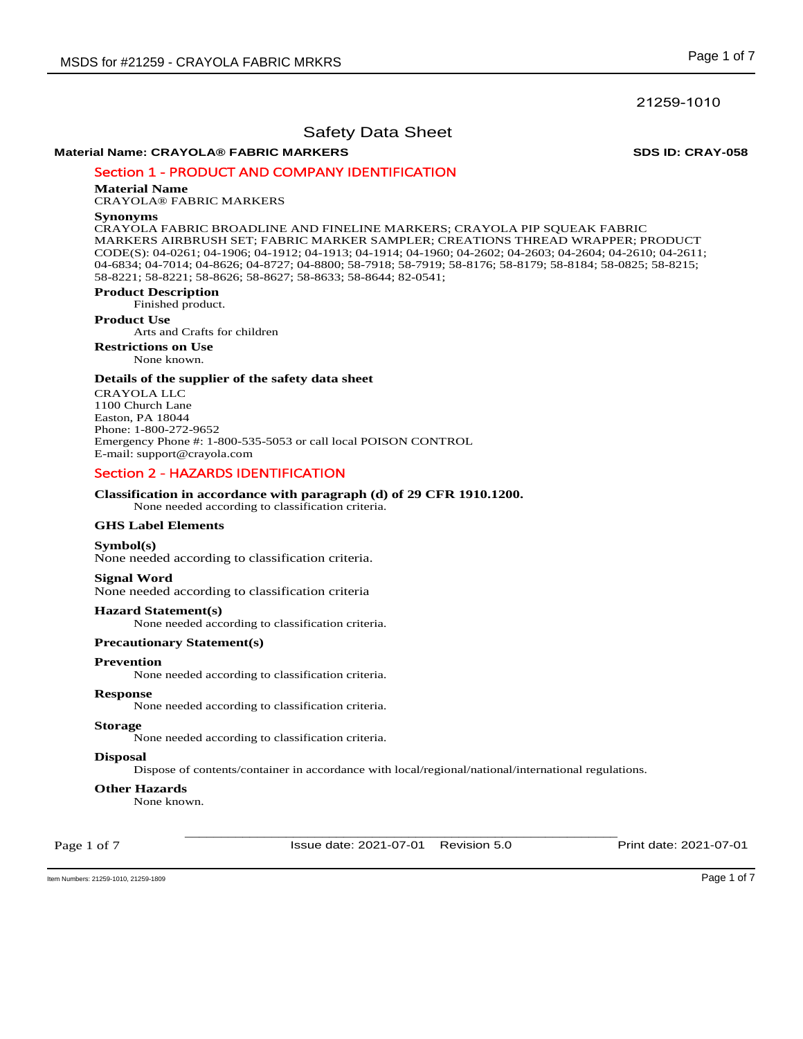21259-1010

# Safety Data Sheet

**Material Name: CRAYOLA® FABRIC MARKERS** **SDS ID: CRAY-058**

## Section 1 - PRODUCT AND COMPANY IDENTIFICATION

**Material Name**
CRAYOLA® FABRIC MARKERS

**Synonyms**
CRAYOLA FABRIC BROADLINE AND FINELINE MARKERS; CRAYOLA PIP SQUEAK FABRIC MARKERS AIRBRUSH SET; FABRIC MARKER SAMPLER; CREATIONS THREAD WRAPPER; PRODUCT CODE(S): 04-0261; 04-1906; 04-1912; 04-1913; 04-1914; 04-1960; 04-2602; 04-2603; 04-2604; 04-2610; 04-2611; 04-6834; 04-7014; 04-8626; 04-8727; 04-8800; 58-7918; 58-7919; 58-8176; 58-8179; 58-8184; 58-0825; 58-8215; 58-8221; 58-8221; 58-8626; 58-8627; 58-8633; 58-8644; 82-0541;

**Product Description**
Finished product.

**Product Use**
Arts and Crafts for children

**Restrictions on Use**
None known.

**Details of the supplier of the safety data sheet**
CRAYOLA LLC
1100 Church Lane
Easton, PA 18044
Phone: 1-800-272-9652
Emergency Phone #: 1-800-535-5053 or call local POISON CONTROL
E-mail: support@crayola.com

## Section 2 - HAZARDS IDENTIFICATION

**Classification in accordance with paragraph (d) of 29 CFR 1910.1200.**
None needed according to classification criteria.

**GHS Label Elements**

**Symbol(s)**
None needed according to classification criteria.

**Signal Word**
None needed according to classification criteria

**Hazard Statement(s)**
None needed according to classification criteria.

**Precautionary Statement(s)**

**Prevention**
None needed according to classification criteria.

**Response**
None needed according to classification criteria.

**Storage**
None needed according to classification criteria.

**Disposal**
Dispose of contents/container in accordance with local/regional/national/international regulations.

**Other Hazards**
None known.

Issue date: 2021-07-01 Revision 5.0 Print date: 2021-07-01

Item Numbers: 21259-1010, 21259-1809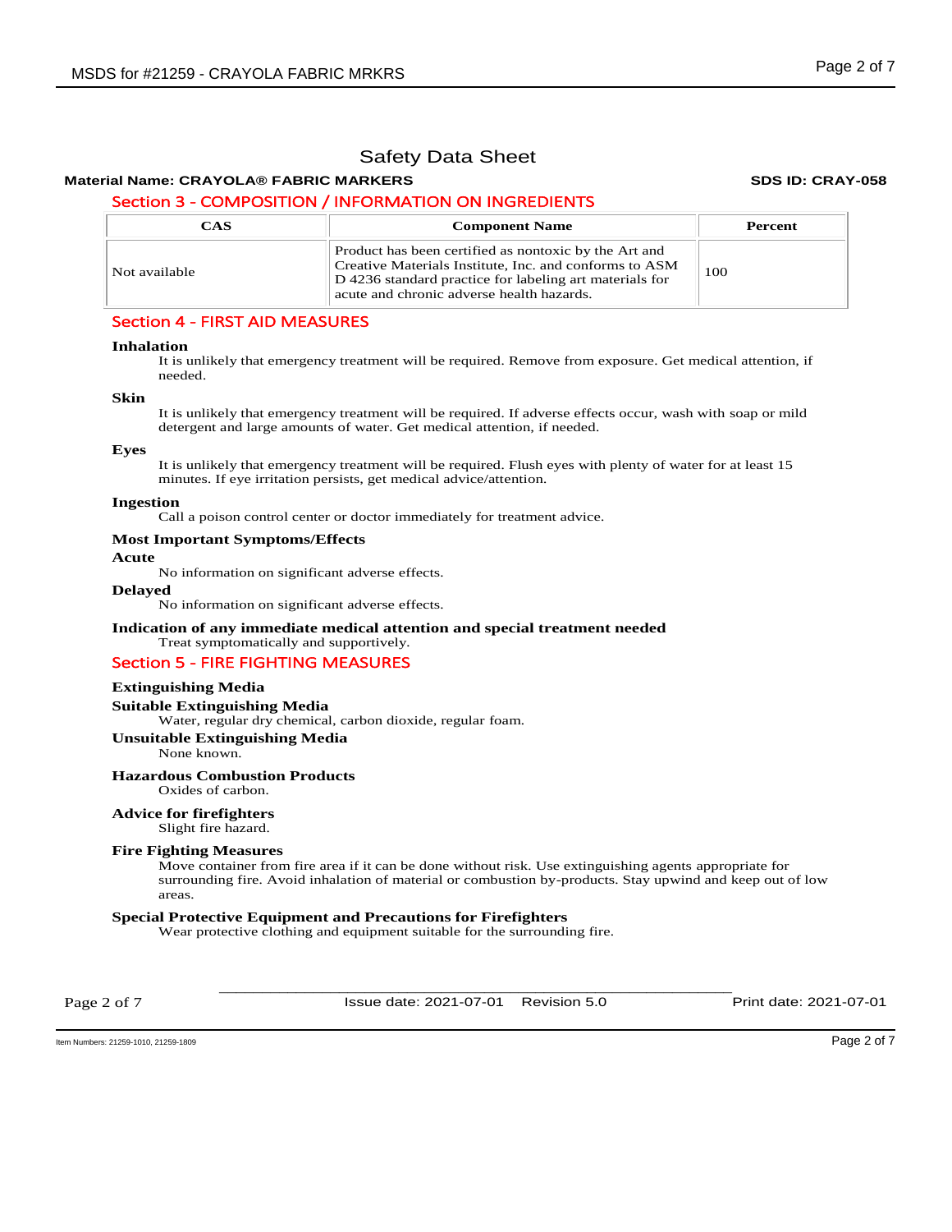# Safety Data Sheet

**Material Name: CRAYOLA® FABRIC MARKERS** **SDS ID: CRAY-058**

## Section 3 - COMPOSITION / INFORMATION ON INGREDIENTS

| CAS | Component Name | Percent |
|---|---|---|
| Not available | Product has been certified as nontoxic by the Art and Creative Materials Institute, Inc. and conforms to ASM D 4236 standard practice for labeling art materials for acute and chronic adverse health hazards. | 100 |

## Section 4 - FIRST AID MEASURES

**Inhalation**

It is unlikely that emergency treatment will be required. Remove from exposure. Get medical attention, if needed.

**Skin**

It is unlikely that emergency treatment will be required. If adverse effects occur, wash with soap or mild detergent and large amounts of water. Get medical attention, if needed.

**Eyes**

It is unlikely that emergency treatment will be required. Flush eyes with plenty of water for at least 15 minutes. If eye irritation persists, get medical advice/attention.

**Ingestion**

Call a poison control center or doctor immediately for treatment advice.

**Most Important Symptoms/Effects**

**Acute**

No information on significant adverse effects.

**Delayed**

No information on significant adverse effects.

**Indication of any immediate medical attention and special treatment needed**

Treat symptomatically and supportively.

## Section 5 - FIRE FIGHTING MEASURES

**Extinguishing Media**

**Suitable Extinguishing Media**

Water, regular dry chemical, carbon dioxide, regular foam.

**Unsuitable Extinguishing Media**

None known.

**Hazardous Combustion Products**

Oxides of carbon.

**Advice for firefighters**

Slight fire hazard.

**Fire Fighting Measures**

Move container from fire area if it can be done without risk. Use extinguishing agents appropriate for surrounding fire. Avoid inhalation of material or combustion by-products. Stay upwind and keep out of low areas.

**Special Protective Equipment and Precautions for Firefighters**

Wear protective clothing and equipment suitable for the surrounding fire.

Issue date: 2021-07-01 Revision 5.0 Print date: 2021-07-01

Item Numbers: 21259-1010, 21259-1809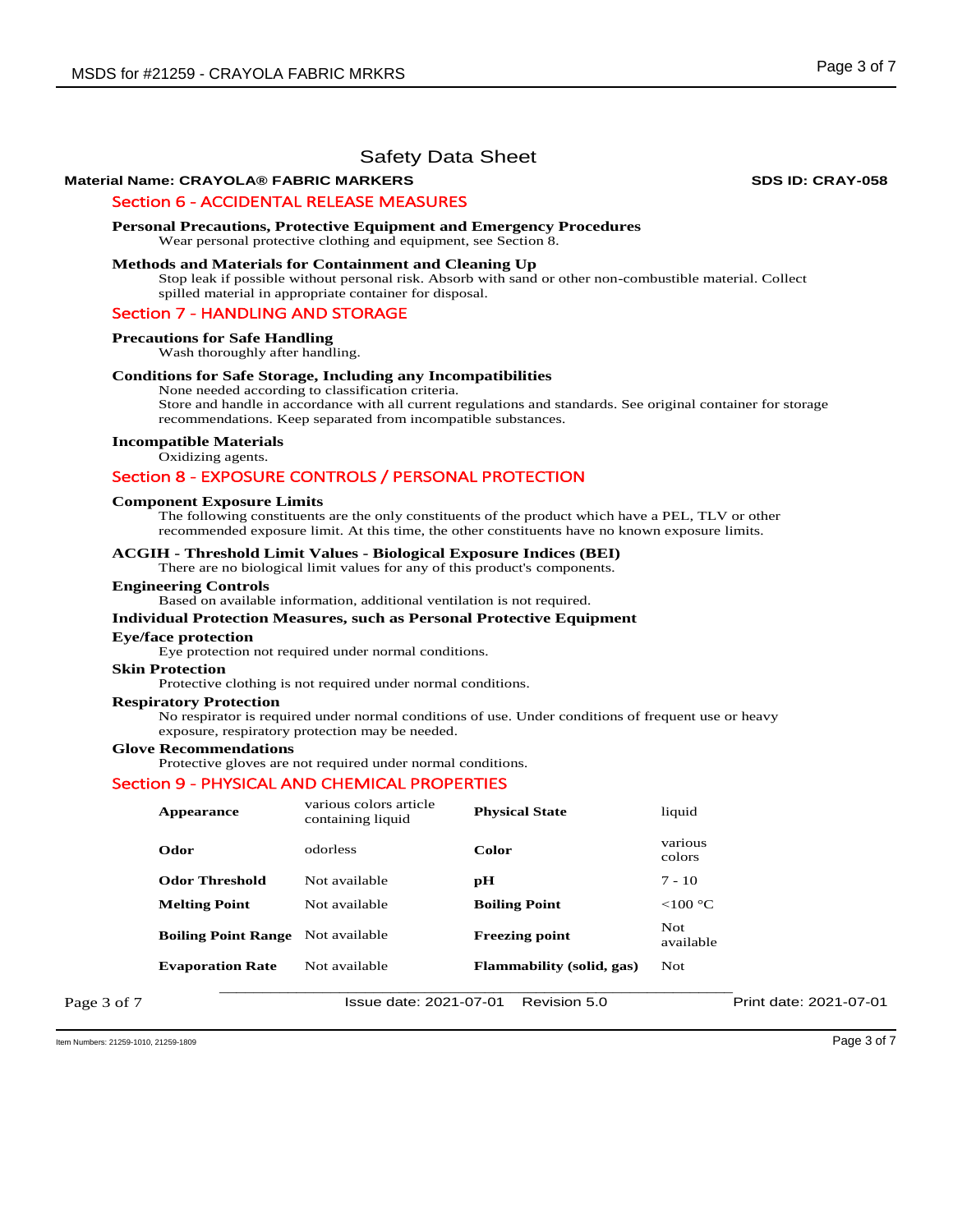# Safety Data Sheet

**Material Name: CRAYOLA® FABRIC MARKERS** **SDS ID: CRAY-058**

## Section 6 - ACCIDENTAL RELEASE MEASURES

**Personal Precautions, Protective Equipment and Emergency Procedures**

Wear personal protective clothing and equipment, see Section 8.

**Methods and Materials for Containment and Cleaning Up**

Stop leak if possible without personal risk. Absorb with sand or other non-combustible material. Collect spilled material in appropriate container for disposal.

## Section 7 - HANDLING AND STORAGE

**Precautions for Safe Handling**

Wash thoroughly after handling.

**Conditions for Safe Storage, Including any Incompatibilities**

None needed according to classification criteria.
Store and handle in accordance with all current regulations and standards. See original container for storage recommendations. Keep separated from incompatible substances.

**Incompatible Materials**

Oxidizing agents.

## Section 8 - EXPOSURE CONTROLS / PERSONAL PROTECTION

**Component Exposure Limits**

The following constituents are the only constituents of the product which have a PEL, TLV or other recommended exposure limit. At this time, the other constituents have no known exposure limits.

**ACGIH - Threshold Limit Values - Biological Exposure Indices (BEI)**

There are no biological limit values for any of this product's components.

**Engineering Controls**

Based on available information, additional ventilation is not required.

**Individual Protection Measures, such as Personal Protective Equipment**

**Eye/face protection**

Eye protection not required under normal conditions.

**Skin Protection**

Protective clothing is not required under normal conditions.

**Respiratory Protection**

No respirator is required under normal conditions of use. Under conditions of frequent use or heavy exposure, respiratory protection may be needed.

**Glove Recommendations**

Protective gloves are not required under normal conditions.

## Section 9 - PHYSICAL AND CHEMICAL PROPERTIES

| | | | |
|---|---|---|---|
| **Appearance** | various colors article containing liquid | **Physical State** | liquid |
| **Odor** | odorless | **Color** | various colors |
| **Odor Threshold** | Not available | **pH** | 7 - 10 |
| **Melting Point** | Not available | **Boiling Point** | <100 °C |
| **Boiling Point Range** | Not available | **Freezing point** | Not available |
| **Evaporation Rate** | Not available | **Flammability (solid, gas)** | Not |

Issue date: 2021-07-01 Revision 5.0 Print date: 2021-07-01

Item Numbers: 21259-1010, 21259-1809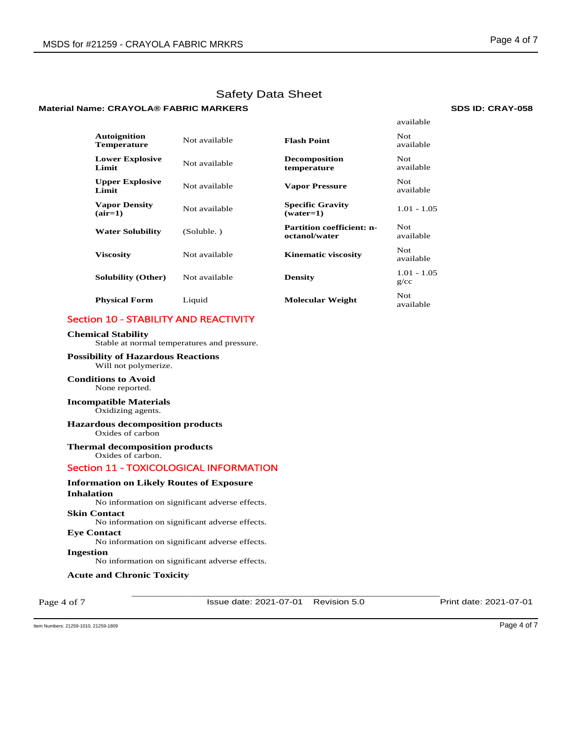# Safety Data Sheet

**Material Name: CRAYOLA® FABRIC MARKERS** **SDS ID: CRAY-058**

available

| | | | |
|---|---|---|---|
| **Autoignition Temperature** | Not available | **Flash Point** | Not available |
| **Lower Explosive Limit** | Not available | **Decomposition temperature** | Not available |
| **Upper Explosive Limit** | Not available | **Vapor Pressure** | Not available |
| **Vapor Density (air=1)** | Not available | **Specific Gravity (water=1)** | 1.01 - 1.05 |
| **Water Solubility** | (Soluble. ) | **Partition coefficient: n-octanol/water** | Not available |
| **Viscosity** | Not available | **Kinematic viscosity** | Not available |
| **Solubility (Other)** | Not available | **Density** | 1.01 - 1.05 g/cc |
| **Physical Form** | Liquid | **Molecular Weight** | Not available |

## Section 10 - STABILITY AND REACTIVITY

**Chemical Stability**
Stable at normal temperatures and pressure.

**Possibility of Hazardous Reactions**
Will not polymerize.

**Conditions to Avoid**
None reported.

**Incompatible Materials**
Oxidizing agents.

**Hazardous decomposition products**
Oxides of carbon

**Thermal decomposition products**
Oxides of carbon.

## Section 11 - TOXICOLOGICAL INFORMATION

**Information on Likely Routes of Exposure**

**Inhalation**
No information on significant adverse effects.

**Skin Contact**
No information on significant adverse effects.

**Eye Contact**
No information on significant adverse effects.

**Ingestion**
No information on significant adverse effects.

**Acute and Chronic Toxicity**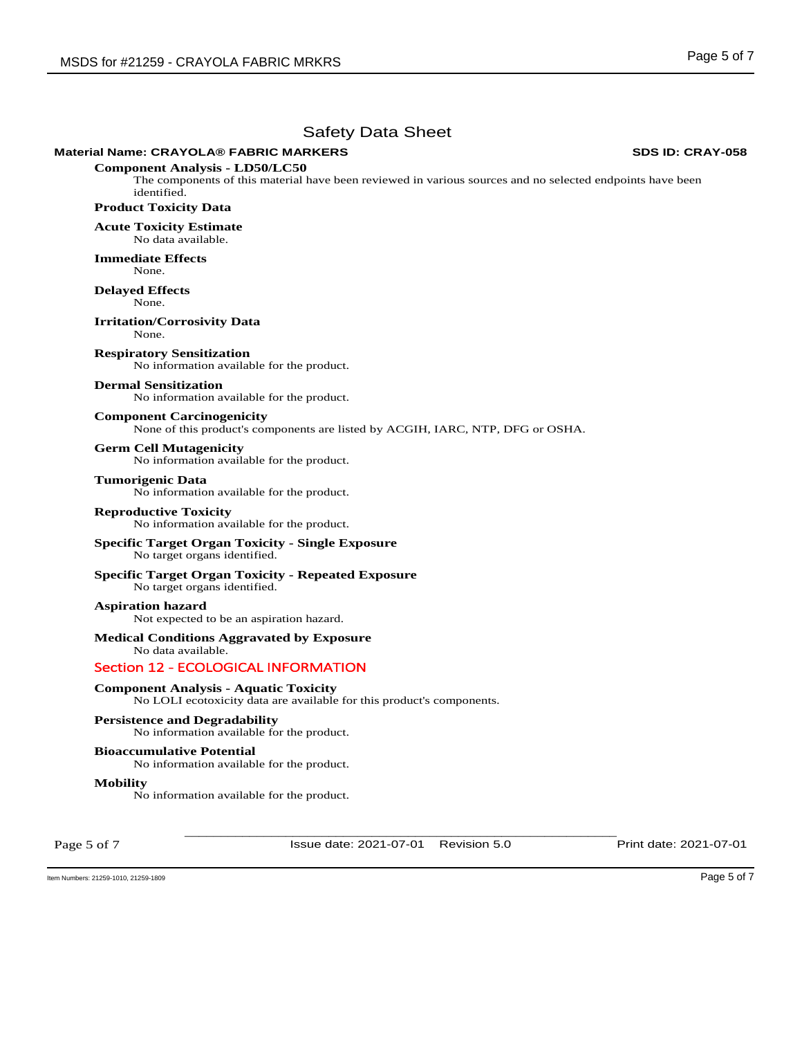# Safety Data Sheet

**Material Name: CRAYOLA® FABRIC MARKERS** **SDS ID: CRAY-058**

**Component Analysis - LD50/LC50**

The components of this material have been reviewed in various sources and no selected endpoints have been identified.

**Product Toxicity Data**

**Acute Toxicity Estimate**

No data available.

**Immediate Effects**

None.

**Delayed Effects**

None.

**Irritation/Corrosivity Data**

None.

**Respiratory Sensitization**

No information available for the product.

**Dermal Sensitization**

No information available for the product.

**Component Carcinogenicity**

None of this product's components are listed by ACGIH, IARC, NTP, DFG or OSHA.

**Germ Cell Mutagenicity**

No information available for the product.

**Tumorigenic Data**

No information available for the product.

**Reproductive Toxicity**

No information available for the product.

**Specific Target Organ Toxicity - Single Exposure**

No target organs identified.

**Specific Target Organ Toxicity - Repeated Exposure**

No target organs identified.

**Aspiration hazard**

Not expected to be an aspiration hazard.

**Medical Conditions Aggravated by Exposure**

No data available.

## Section 12 - ECOLOGICAL INFORMATION

**Component Analysis - Aquatic Toxicity**

No LOLI ecotoxicity data are available for this product's components.

**Persistence and Degradability**

No information available for the product.

**Bioaccumulative Potential**

No information available for the product.

**Mobility**

No information available for the product.

Issue date: 2021-07-01 Revision 5.0 Print date: 2021-07-01

Item Numbers: 21259-1010, 21259-1809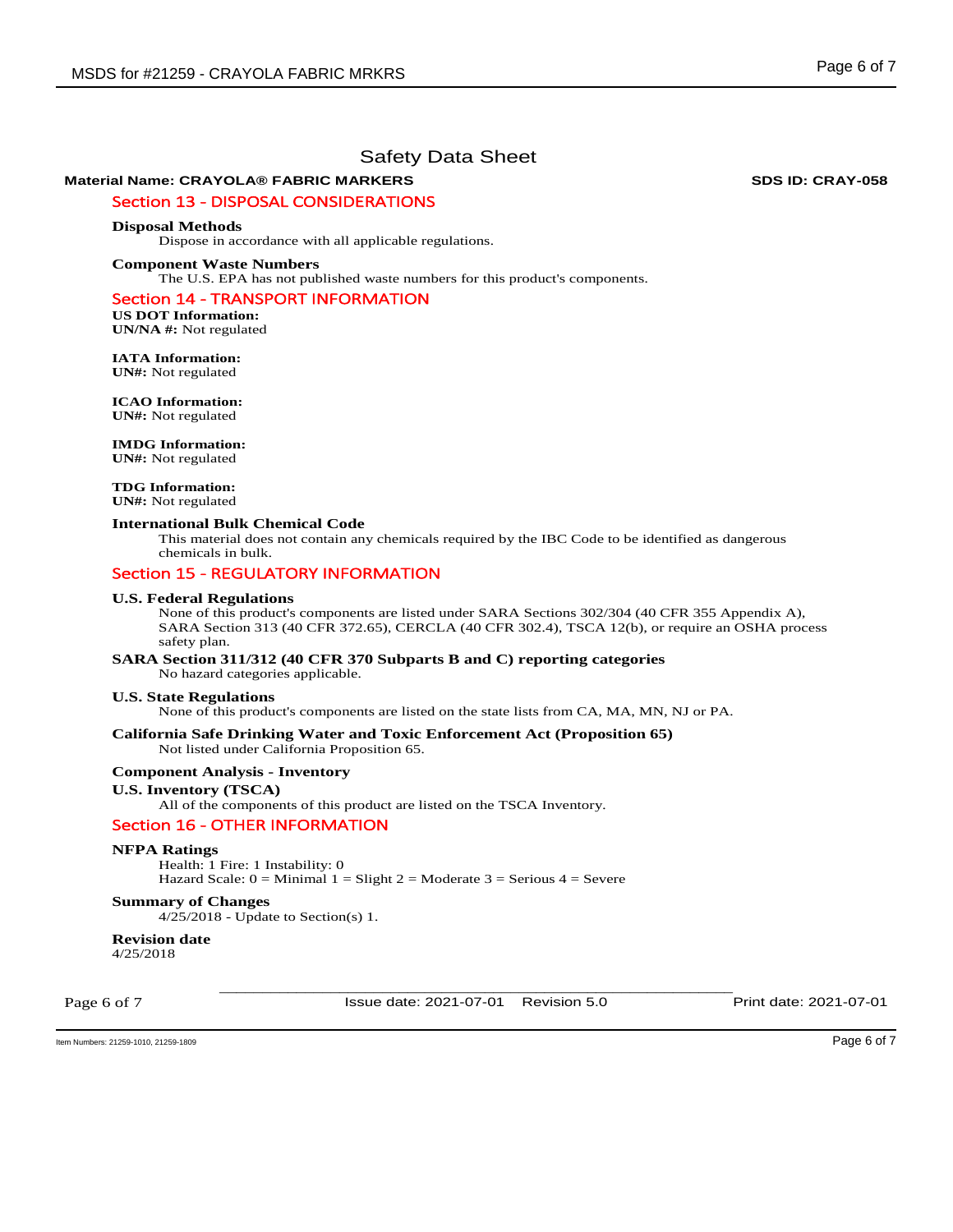# Safety Data Sheet

**Material Name: CRAYOLA® FABRIC MARKERS** **SDS ID: CRAY-058**

## Section 13 - DISPOSAL CONSIDERATIONS

**Disposal Methods**

Dispose in accordance with all applicable regulations.

**Component Waste Numbers**

The U.S. EPA has not published waste numbers for this product's components.

## Section 14 - TRANSPORT INFORMATION

**US DOT Information:**
**UN/NA #:** Not regulated

**IATA Information:**
**UN#:** Not regulated

**ICAO Information:**
**UN#:** Not regulated

**IMDG Information:**
**UN#:** Not regulated

**TDG Information:**
**UN#:** Not regulated

**International Bulk Chemical Code**

This material does not contain any chemicals required by the IBC Code to be identified as dangerous chemicals in bulk.

## Section 15 - REGULATORY INFORMATION

**U.S. Federal Regulations**

None of this product's components are listed under SARA Sections 302/304 (40 CFR 355 Appendix A), SARA Section 313 (40 CFR 372.65), CERCLA (40 CFR 302.4), TSCA 12(b), or require an OSHA process safety plan.

**SARA Section 311/312 (40 CFR 370 Subparts B and C) reporting categories**

No hazard categories applicable.

**U.S. State Regulations**

None of this product's components are listed on the state lists from CA, MA, MN, NJ or PA.

**California Safe Drinking Water and Toxic Enforcement Act (Proposition 65)**

Not listed under California Proposition 65.

**Component Analysis - Inventory**

**U.S. Inventory (TSCA)**

All of the components of this product are listed on the TSCA Inventory.

## Section 16 - OTHER INFORMATION

**NFPA Ratings**

Health: 1 Fire: 1 Instability: 0
Hazard Scale: 0 = Minimal 1 = Slight 2 = Moderate 3 = Serious 4 = Severe

**Summary of Changes**

4/25/2018 - Update to Section(s) 1.

**Revision date**
4/25/2018

Issue date: 2021-07-01 Revision 5.0 Print date: 2021-07-01

Item Numbers: 21259-1010, 21259-1809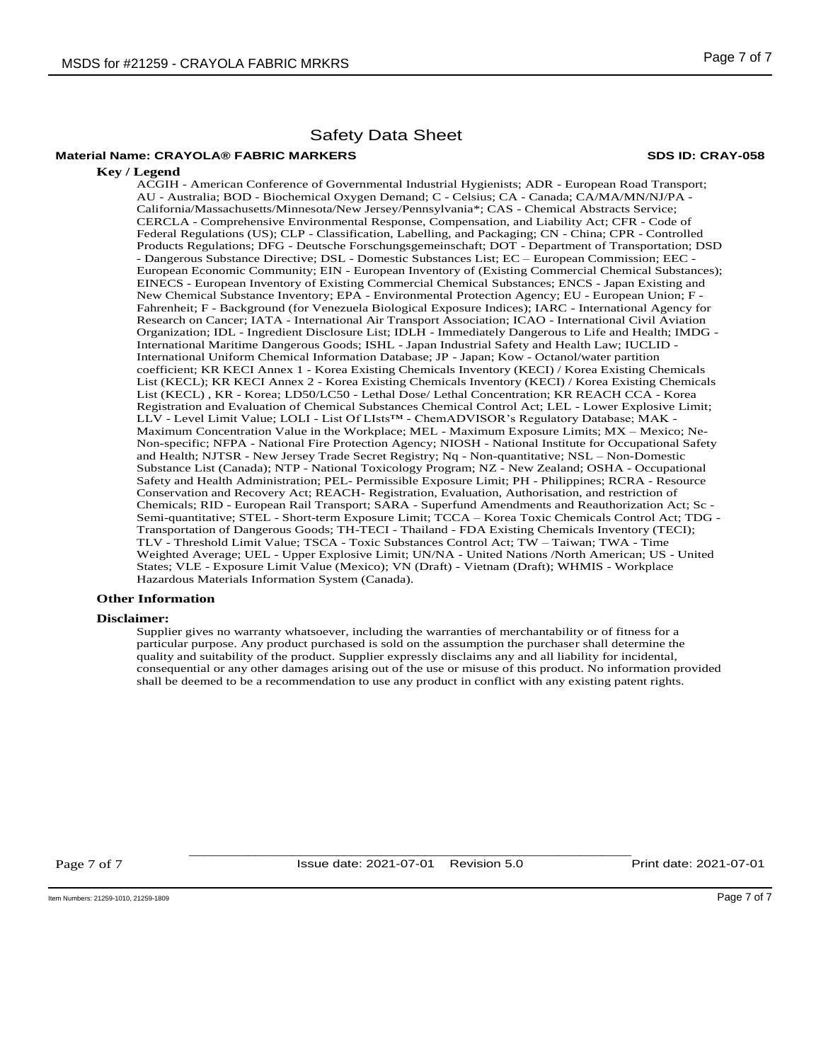# Safety Data Sheet

**Material Name: CRAYOLA® FABRIC MARKERS** **SDS ID: CRAY-058**

### Key / Legend

ACGIH - American Conference of Governmental Industrial Hygienists; ADR - European Road Transport; AU - Australia; BOD - Biochemical Oxygen Demand; C - Celsius; CA - Canada; CA/MA/MN/NJ/PA - California/Massachusetts/Minnesota/New Jersey/Pennsylvania*; CAS - Chemical Abstracts Service; CERCLA - Comprehensive Environmental Response, Compensation, and Liability Act; CFR - Code of Federal Regulations (US); CLP - Classification, Labelling, and Packaging; CN - China; CPR - Controlled Products Regulations; DFG - Deutsche Forschungsgemeinschaft; DOT - Department of Transportation; DSD - Dangerous Substance Directive; DSL - Domestic Substances List; EC – European Commission; EEC - European Economic Community; EIN - European Inventory of (Existing Commercial Chemical Substances); EINECS - European Inventory of Existing Commercial Chemical Substances; ENCS - Japan Existing and New Chemical Substance Inventory; EPA - Environmental Protection Agency; EU - European Union; F - Fahrenheit; F - Background (for Venezuela Biological Exposure Indices); IARC - International Agency for Research on Cancer; IATA - International Air Transport Association; ICAO - International Civil Aviation Organization; IDL - Ingredient Disclosure List; IDLH - Immediately Dangerous to Life and Health; IMDG - International Maritime Dangerous Goods; ISHL - Japan Industrial Safety and Health Law; IUCLID - International Uniform Chemical Information Database; JP - Japan; Kow - Octanol/water partition coefficient; KR KECI Annex 1 - Korea Existing Chemicals Inventory (KECI) / Korea Existing Chemicals List (KECL); KR KECI Annex 2 - Korea Existing Chemicals Inventory (KECI) / Korea Existing Chemicals List (KECL) , KR - Korea; LD50/LC50 - Lethal Dose/ Lethal Concentration; KR REACH CCA - Korea Registration and Evaluation of Chemical Substances Chemical Control Act; LEL - Lower Explosive Limit; LLV - Level Limit Value; LOLI - List Of LIsts™ - ChemADVISOR's Regulatory Database; MAK - Maximum Concentration Value in the Workplace; MEL - Maximum Exposure Limits; MX – Mexico; Ne- Non-specific; NFPA - National Fire Protection Agency; NIOSH - National Institute for Occupational Safety and Health; NJTSR - New Jersey Trade Secret Registry; Nq - Non-quantitative; NSL – Non-Domestic Substance List (Canada); NTP - National Toxicology Program; NZ - New Zealand; OSHA - Occupational Safety and Health Administration; PEL- Permissible Exposure Limit; PH - Philippines; RCRA - Resource Conservation and Recovery Act; REACH- Registration, Evaluation, Authorisation, and restriction of Chemicals; RID - European Rail Transport; SARA - Superfund Amendments and Reauthorization Act; Sc - Semi-quantitative; STEL - Short-term Exposure Limit; TCCA – Korea Toxic Chemicals Control Act; TDG - Transportation of Dangerous Goods; TH-TECI - Thailand - FDA Existing Chemicals Inventory (TECI); TLV - Threshold Limit Value; TSCA - Toxic Substances Control Act; TW – Taiwan; TWA - Time Weighted Average; UEL - Upper Explosive Limit; UN/NA - United Nations /North American; US - United States; VLE - Exposure Limit Value (Mexico); VN (Draft) - Vietnam (Draft); WHMIS - Workplace Hazardous Materials Information System (Canada).

### Other Information

**Disclaimer:**

Supplier gives no warranty whatsoever, including the warranties of merchantability or of fitness for a particular purpose. Any product purchased is sold on the assumption the purchaser shall determine the quality and suitability of the product. Supplier expressly disclaims any and all liability for incidental, consequential or any other damages arising out of the use or misuse of this product. No information provided shall be deemed to be a recommendation to use any product in conflict with any existing patent rights.

Issue date: 2021-07-01 Revision 5.0 Print date: 2021-07-01

Item Numbers: 21259-1010, 21259-1809